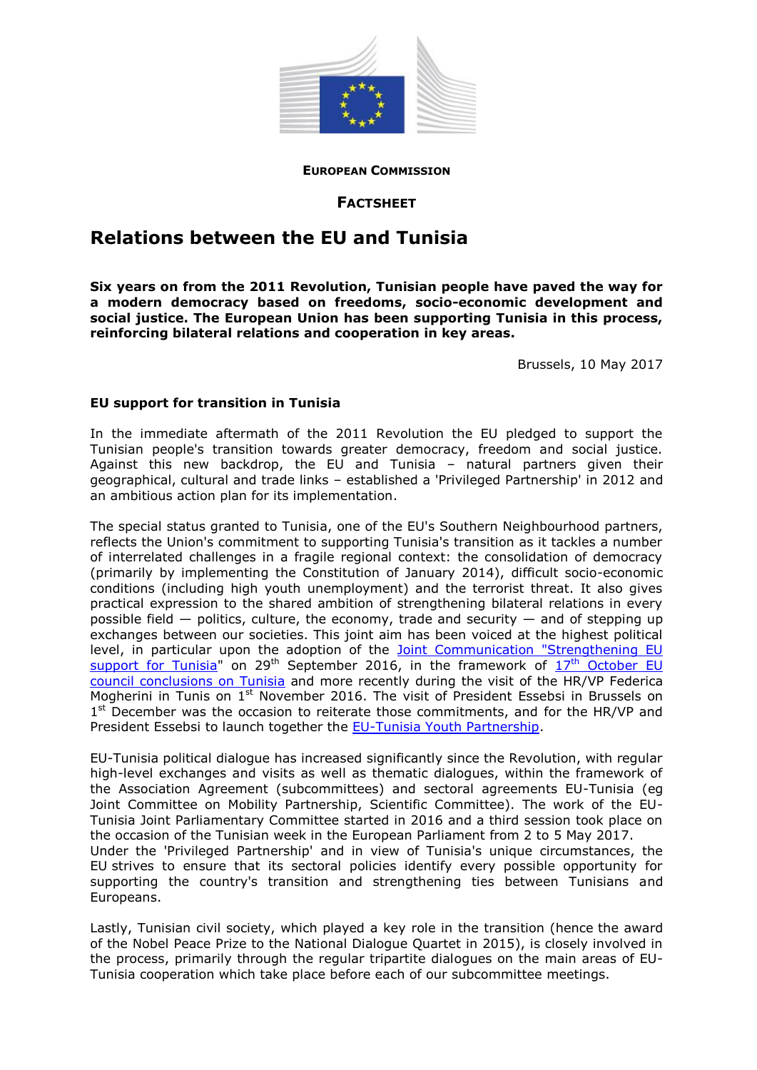**EUROPEAN COMMISSION**

**FACTSHEET**

# Relations between the EU and Tunisia

**Six years on from the 2011 Revolution, Tunisian people have paved the way for a modern democracy based on freedoms, socio-economic development and social justice. The European Union has been supporting Tunisia in this process, reinforcing bilateral relations and cooperation in key areas.**

Brussels, 10 May 2017

### EU support for transition in Tunisia

In the immediate aftermath of the 2011 Revolution the EU pledged to support the Tunisian people's transition towards greater democracy, freedom and social justice. Against this new backdrop, the EU and Tunisia – natural partners given their geographical, cultural and trade links – established a 'Privileged Partnership' in 2012 and an ambitious action plan for its implementation.

The special status granted to Tunisia, one of the EU's Southern Neighbourhood partners, reflects the Union's commitment to supporting Tunisia's transition as it tackles a number of interrelated challenges in a fragile regional context: the consolidation of democracy (primarily by implementing the Constitution of January 2014), difficult socio-economic conditions (including high youth unemployment) and the terrorist threat. It also gives practical expression to the shared ambition of strengthening bilateral relations in every possible field — politics, culture, the economy, trade and security — and of stepping up exchanges between our societies. This joint aim has been voiced at the highest political level, in particular upon the adoption of the Joint Communication "Strengthening EU support for Tunisia" on 29th September 2016, in the framework of 17th October EU council conclusions on Tunisia and more recently during the visit of the HR/VP Federica Mogherini in Tunis on 1st November 2016. The visit of President Essebsi in Brussels on 1st December was the occasion to reiterate those commitments, and for the HR/VP and President Essebsi to launch together the EU-Tunisia Youth Partnership.

EU-Tunisia political dialogue has increased significantly since the Revolution, with regular high-level exchanges and visits as well as thematic dialogues, within the framework of the Association Agreement (subcommittees) and sectoral agreements EU-Tunisia (eg Joint Committee on Mobility Partnership, Scientific Committee). The work of the EU-Tunisia Joint Parliamentary Committee started in 2016 and a third session took place on the occasion of the Tunisian week in the European Parliament from 2 to 5 May 2017.
Under the 'Privileged Partnership' and in view of Tunisia's unique circumstances, the EU strives to ensure that its sectoral policies identify every possible opportunity for supporting the country's transition and strengthening ties between Tunisians and Europeans.

Lastly, Tunisian civil society, which played a key role in the transition (hence the award of the Nobel Peace Prize to the National Dialogue Quartet in 2015), is closely involved in the process, primarily through the regular tripartite dialogues on the main areas of EU-Tunisia cooperation which take place before each of our subcommittee meetings.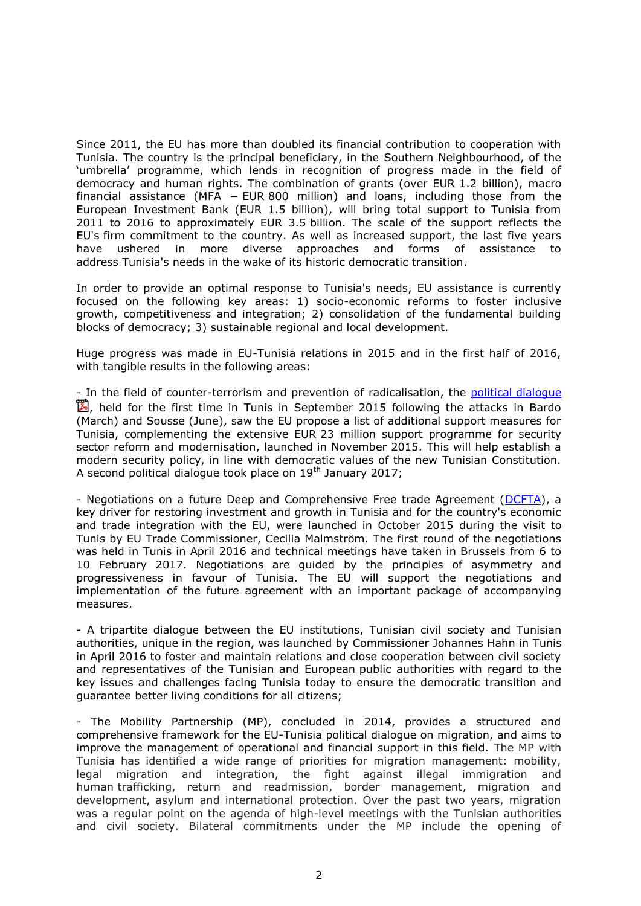Since 2011, the EU has more than doubled its financial contribution to cooperation with Tunisia. The country is the principal beneficiary, in the Southern Neighbourhood, of the 'umbrella' programme, which lends in recognition of progress made in the field of democracy and human rights. The combination of grants (over EUR 1.2 billion), macro financial assistance (MFA – EUR 800 million) and loans, including those from the European Investment Bank (EUR 1.5 billion), will bring total support to Tunisia from 2011 to 2016 to approximately EUR 3.5 billion. The scale of the support reflects the EU's firm commitment to the country. As well as increased support, the last five years have ushered in more diverse approaches and forms of assistance to address Tunisia's needs in the wake of its historic democratic transition.

In order to provide an optimal response to Tunisia's needs, EU assistance is currently focused on the following key areas: 1) socio-economic reforms to foster inclusive growth, competitiveness and integration; 2) consolidation of the fundamental building blocks of democracy; 3) sustainable regional and local development.

Huge progress was made in EU-Tunisia relations in 2015 and in the first half of 2016, with tangible results in the following areas:

- In the field of counter-terrorism and prevention of radicalisation, the political dialogue, held for the first time in Tunis in September 2015 following the attacks in Bardo (March) and Sousse (June), saw the EU propose a list of additional support measures for Tunisia, complementing the extensive EUR 23 million support programme for security sector reform and modernisation, launched in November 2015. This will help establish a modern security policy, in line with democratic values of the new Tunisian Constitution. A second political dialogue took place on 19th January 2017;

- Negotiations on a future Deep and Comprehensive Free trade Agreement (DCFTA), a key driver for restoring investment and growth in Tunisia and for the country's economic and trade integration with the EU, were launched in October 2015 during the visit to Tunis by EU Trade Commissioner, Cecilia Malmström. The first round of the negotiations was held in Tunis in April 2016 and technical meetings have taken in Brussels from 6 to 10 February 2017. Negotiations are guided by the principles of asymmetry and progressiveness in favour of Tunisia. The EU will support the negotiations and implementation of the future agreement with an important package of accompanying measures.

- A tripartite dialogue between the EU institutions, Tunisian civil society and Tunisian authorities, unique in the region, was launched by Commissioner Johannes Hahn in Tunis in April 2016 to foster and maintain relations and close cooperation between civil society and representatives of the Tunisian and European public authorities with regard to the key issues and challenges facing Tunisia today to ensure the democratic transition and guarantee better living conditions for all citizens;

- The Mobility Partnership (MP), concluded in 2014, provides a structured and comprehensive framework for the EU-Tunisia political dialogue on migration, and aims to improve the management of operational and financial support in this field. The MP with Tunisia has identified a wide range of priorities for migration management: mobility, legal migration and integration, the fight against illegal immigration and human trafficking, return and readmission, border management, migration and development, asylum and international protection. Over the past two years, migration was a regular point on the agenda of high-level meetings with the Tunisian authorities and civil society. Bilateral commitments under the MP include the opening of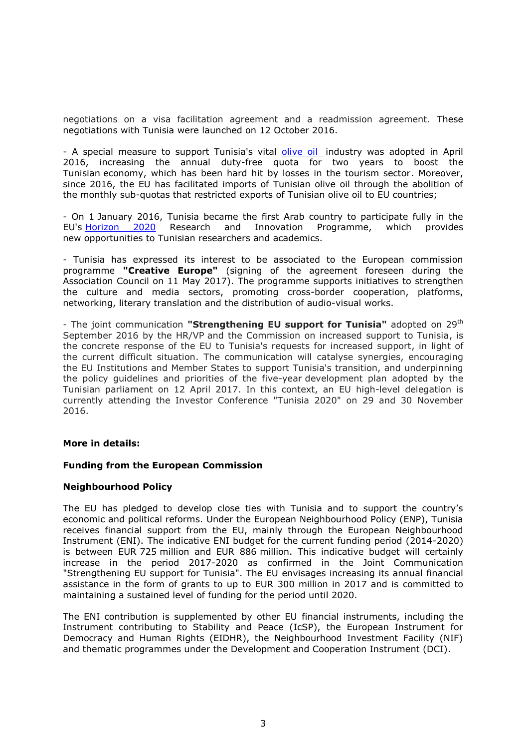negotiations on a visa facilitation agreement and a readmission agreement. These negotiations with Tunisia were launched on 12 October 2016.

- A special measure to support Tunisia's vital olive oil industry was adopted in April 2016, increasing the annual duty-free quota for two years to boost the Tunisian economy, which has been hard hit by losses in the tourism sector. Moreover, since 2016, the EU has facilitated imports of Tunisian olive oil through the abolition of the monthly sub-quotas that restricted exports of Tunisian olive oil to EU countries;

- On 1 January 2016, Tunisia became the first Arab country to participate fully in the EU's Horizon 2020 Research and Innovation Programme, which provides new opportunities to Tunisian researchers and academics.

- Tunisia has expressed its interest to be associated to the European commission programme **"Creative Europe"** (signing of the agreement foreseen during the Association Council on 11 May 2017). The programme supports initiatives to strengthen the culture and media sectors, promoting cross-border cooperation, platforms, networking, literary translation and the distribution of audio-visual works.

- The joint communication **"Strengthening EU support for Tunisia"** adopted on 29th September 2016 by the HR/VP and the Commission on increased support to Tunisia, is the concrete response of the EU to Tunisia's requests for increased support, in light of the current difficult situation. The communication will catalyse synergies, encouraging the EU Institutions and Member States to support Tunisia's transition, and underpinning the policy guidelines and priorities of the five-year development plan adopted by the Tunisian parliament on 12 April 2017. In this context, an EU high-level delegation is currently attending the Investor Conference "Tunisia 2020" on 29 and 30 November 2016.

**More in details:**

**Funding from the European Commission**

**Neighbourhood Policy**

The EU has pledged to develop close ties with Tunisia and to support the country's economic and political reforms. Under the European Neighbourhood Policy (ENP), Tunisia receives financial support from the EU, mainly through the European Neighbourhood Instrument (ENI). The indicative ENI budget for the current funding period (2014-2020) is between EUR 725 million and EUR 886 million. This indicative budget will certainly increase in the period 2017-2020 as confirmed in the Joint Communication "Strengthening EU support for Tunisia". The EU envisages increasing its annual financial assistance in the form of grants to up to EUR 300 million in 2017 and is committed to maintaining a sustained level of funding for the period until 2020.

The ENI contribution is supplemented by other EU financial instruments, including the Instrument contributing to Stability and Peace (IcSP), the European Instrument for Democracy and Human Rights (EIDHR), the Neighbourhood Investment Facility (NIF) and thematic programmes under the Development and Cooperation Instrument (DCI).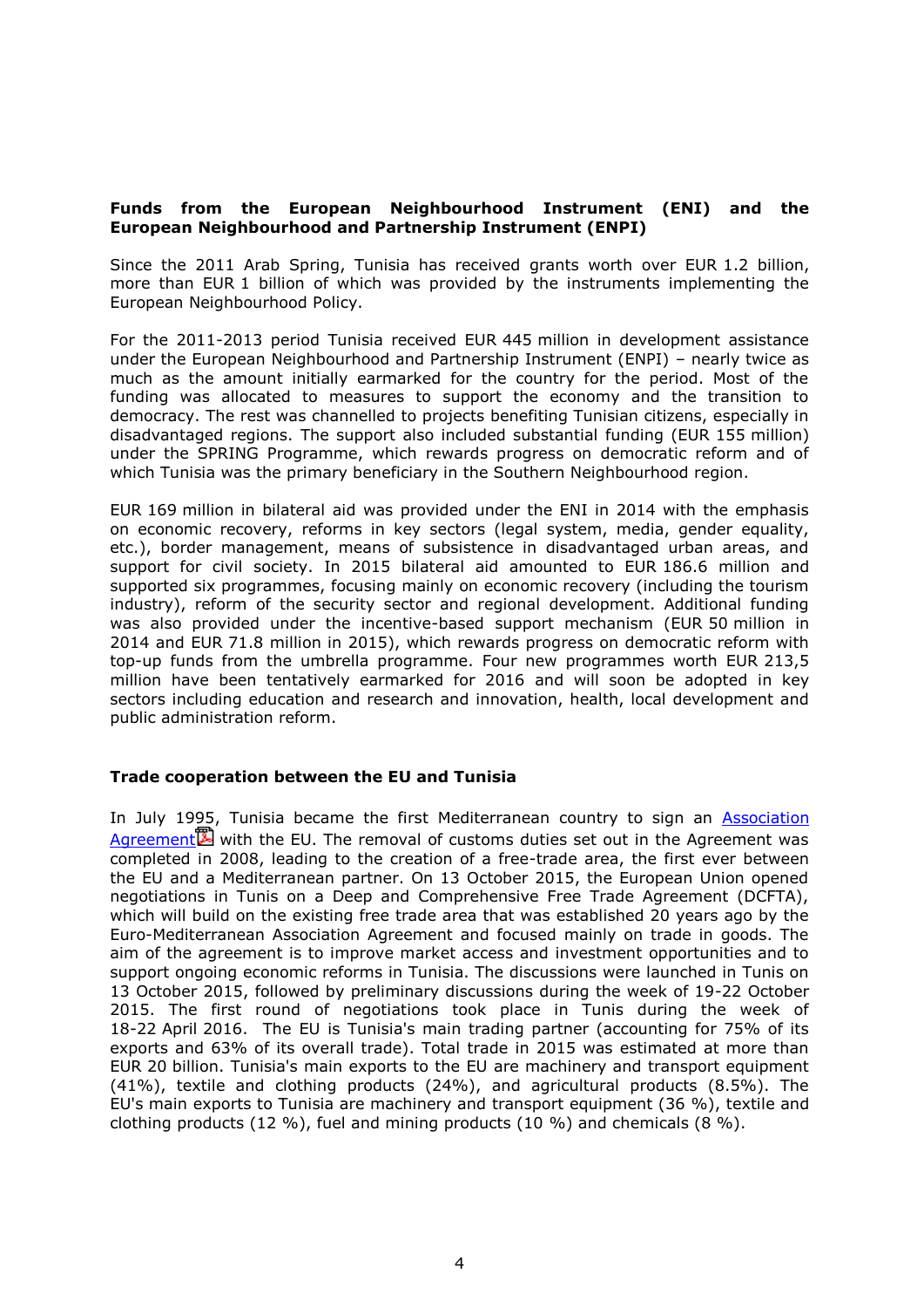**Funds from the European Neighbourhood Instrument (ENI) and the European Neighbourhood and Partnership Instrument (ENPI)**

Since the 2011 Arab Spring, Tunisia has received grants worth over EUR 1.2 billion, more than EUR 1 billion of which was provided by the instruments implementing the European Neighbourhood Policy.

For the 2011-2013 period Tunisia received EUR 445 million in development assistance under the European Neighbourhood and Partnership Instrument (ENPI) – nearly twice as much as the amount initially earmarked for the country for the period. Most of the funding was allocated to measures to support the economy and the transition to democracy. The rest was channelled to projects benefiting Tunisian citizens, especially in disadvantaged regions. The support also included substantial funding (EUR 155 million) under the SPRING Programme, which rewards progress on democratic reform and of which Tunisia was the primary beneficiary in the Southern Neighbourhood region.

EUR 169 million in bilateral aid was provided under the ENI in 2014 with the emphasis on economic recovery, reforms in key sectors (legal system, media, gender equality, etc.), border management, means of subsistence in disadvantaged urban areas, and support for civil society. In 2015 bilateral aid amounted to EUR 186.6 million and supported six programmes, focusing mainly on economic recovery (including the tourism industry), reform of the security sector and regional development. Additional funding was also provided under the incentive-based support mechanism (EUR 50 million in 2014 and EUR 71.8 million in 2015), which rewards progress on democratic reform with top-up funds from the umbrella programme. Four new programmes worth EUR 213,5 million have been tentatively earmarked for 2016 and will soon be adopted in key sectors including education and research and innovation, health, local development and public administration reform.

**Trade cooperation between the EU and Tunisia**

In July 1995, Tunisia became the first Mediterranean country to sign an Association Agreement with the EU. The removal of customs duties set out in the Agreement was completed in 2008, leading to the creation of a free-trade area, the first ever between the EU and a Mediterranean partner. On 13 October 2015, the European Union opened negotiations in Tunis on a Deep and Comprehensive Free Trade Agreement (DCFTA), which will build on the existing free trade area that was established 20 years ago by the Euro-Mediterranean Association Agreement and focused mainly on trade in goods. The aim of the agreement is to improve market access and investment opportunities and to support ongoing economic reforms in Tunisia. The discussions were launched in Tunis on 13 October 2015, followed by preliminary discussions during the week of 19-22 October 2015. The first round of negotiations took place in Tunis during the week of 18-22 April 2016. The EU is Tunisia's main trading partner (accounting for 75% of its exports and 63% of its overall trade). Total trade in 2015 was estimated at more than EUR 20 billion. Tunisia's main exports to the EU are machinery and transport equipment (41%), textile and clothing products (24%), and agricultural products (8.5%). The EU's main exports to Tunisia are machinery and transport equipment (36 %), textile and clothing products (12 %), fuel and mining products (10 %) and chemicals (8 %).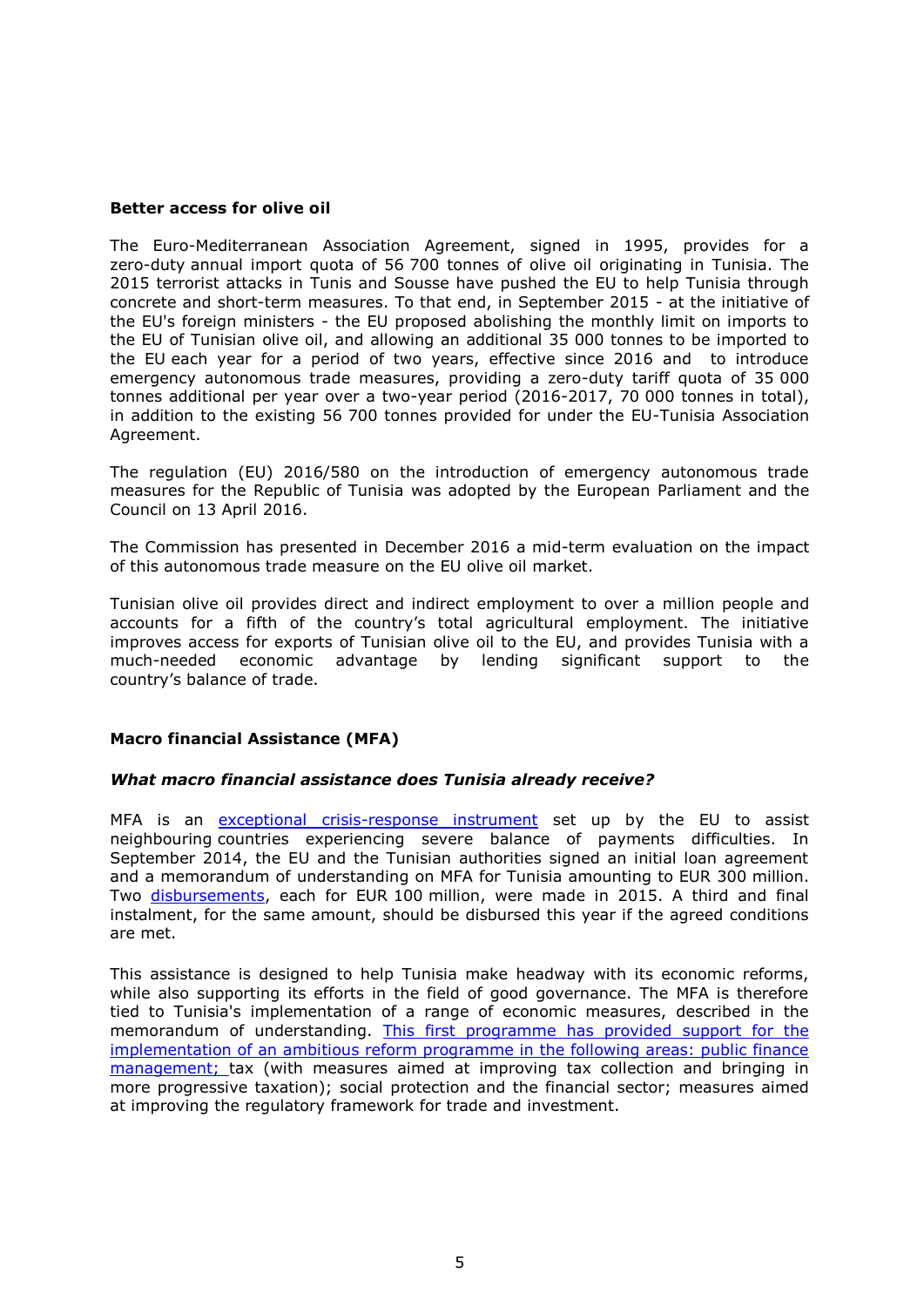**Better access for olive oil**

The Euro-Mediterranean Association Agreement, signed in 1995, provides for a zero-duty annual import quota of 56 700 tonnes of olive oil originating in Tunisia. The 2015 terrorist attacks in Tunis and Sousse have pushed the EU to help Tunisia through concrete and short-term measures. To that end, in September 2015 - at the initiative of the EU's foreign ministers - the EU proposed abolishing the monthly limit on imports to the EU of Tunisian olive oil, and allowing an additional 35 000 tonnes to be imported to the EU each year for a period of two years, effective since 2016 and to introduce emergency autonomous trade measures, providing a zero-duty tariff quota of 35 000 tonnes additional per year over a two-year period (2016-2017, 70 000 tonnes in total), in addition to the existing 56 700 tonnes provided for under the EU-Tunisia Association Agreement.

The regulation (EU) 2016/580 on the introduction of emergency autonomous trade measures for the Republic of Tunisia was adopted by the European Parliament and the Council on 13 April 2016.

The Commission has presented in December 2016 a mid-term evaluation on the impact of this autonomous trade measure on the EU olive oil market.

Tunisian olive oil provides direct and indirect employment to over a million people and accounts for a fifth of the country's total agricultural employment. The initiative improves access for exports of Tunisian olive oil to the EU, and provides Tunisia with a much-needed economic advantage by lending significant support to the country's balance of trade.

**Macro financial Assistance (MFA)**

***What macro financial assistance does Tunisia already receive?***

MFA is an exceptional crisis-response instrument set up by the EU to assist neighbouring countries experiencing severe balance of payments difficulties. In September 2014, the EU and the Tunisian authorities signed an initial loan agreement and a memorandum of understanding on MFA for Tunisia amounting to EUR 300 million. Two disbursements, each for EUR 100 million, were made in 2015. A third and final instalment, for the same amount, should be disbursed this year if the agreed conditions are met.

This assistance is designed to help Tunisia make headway with its economic reforms, while also supporting its efforts in the field of good governance. The MFA is therefore tied to Tunisia's implementation of a range of economic measures, described in the memorandum of understanding. This first programme has provided support for the implementation of an ambitious reform programme in the following areas: public finance management; tax (with measures aimed at improving tax collection and bringing in more progressive taxation); social protection and the financial sector; measures aimed at improving the regulatory framework for trade and investment.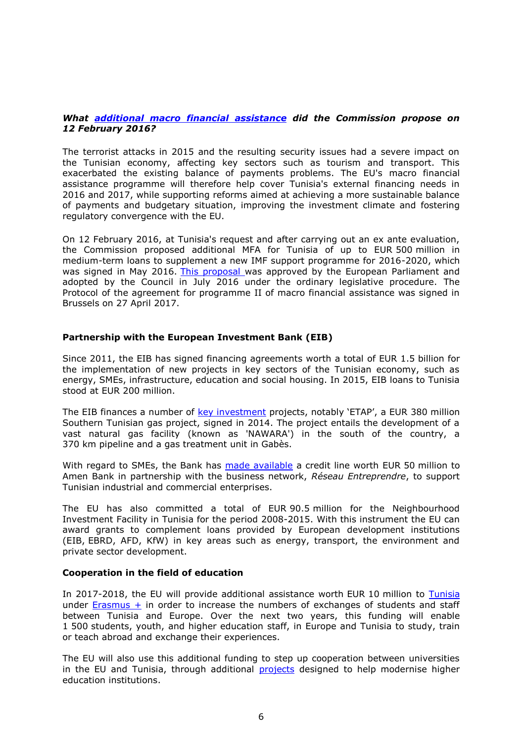***What additional macro financial assistance did the Commission propose on 12 February 2016?***

The terrorist attacks in 2015 and the resulting security issues had a severe impact on the Tunisian economy, affecting key sectors such as tourism and transport. This exacerbated the existing balance of payments problems. The EU's macro financial assistance programme will therefore help cover Tunisia's external financing needs in 2016 and 2017, while supporting reforms aimed at achieving a more sustainable balance of payments and budgetary situation, improving the investment climate and fostering regulatory convergence with the EU.

On 12 February 2016, at Tunisia's request and after carrying out an ex ante evaluation, the Commission proposed additional MFA for Tunisia of up to EUR 500 million in medium-term loans to supplement a new IMF support programme for 2016-2020, which was signed in May 2016. This proposal was approved by the European Parliament and adopted by the Council in July 2016 under the ordinary legislative procedure. The Protocol of the agreement for programme II of macro financial assistance was signed in Brussels on 27 April 2017.

**Partnership with the European Investment Bank (EIB)**

Since 2011, the EIB has signed financing agreements worth a total of EUR 1.5 billion for the implementation of new projects in key sectors of the Tunisian economy, such as energy, SMEs, infrastructure, education and social housing. In 2015, EIB loans to Tunisia stood at EUR 200 million.

The EIB finances a number of key investment projects, notably 'ETAP', a EUR 380 million Southern Tunisian gas project, signed in 2014. The project entails the development of a vast natural gas facility (known as 'NAWARA') in the south of the country, a 370 km pipeline and a gas treatment unit in Gabès.

With regard to SMEs, the Bank has made available a credit line worth EUR 50 million to Amen Bank in partnership with the business network, *Réseau Entreprendre*, to support Tunisian industrial and commercial enterprises.

The EU has also committed a total of EUR 90.5 million for the Neighbourhood Investment Facility in Tunisia for the period 2008-2015. With this instrument the EU can award grants to complement loans provided by European development institutions (EIB, EBRD, AFD, KfW) in key areas such as energy, transport, the environment and private sector development.

**Cooperation in the field of education**

In 2017-2018, the EU will provide additional assistance worth EUR 10 million to Tunisia under Erasmus + in order to increase the numbers of exchanges of students and staff between Tunisia and Europe. Over the next two years, this funding will enable 1 500 students, youth, and higher education staff, in Europe and Tunisia to study, train or teach abroad and exchange their experiences.

The EU will also use this additional funding to step up cooperation between universities in the EU and Tunisia, through additional projects designed to help modernise higher education institutions.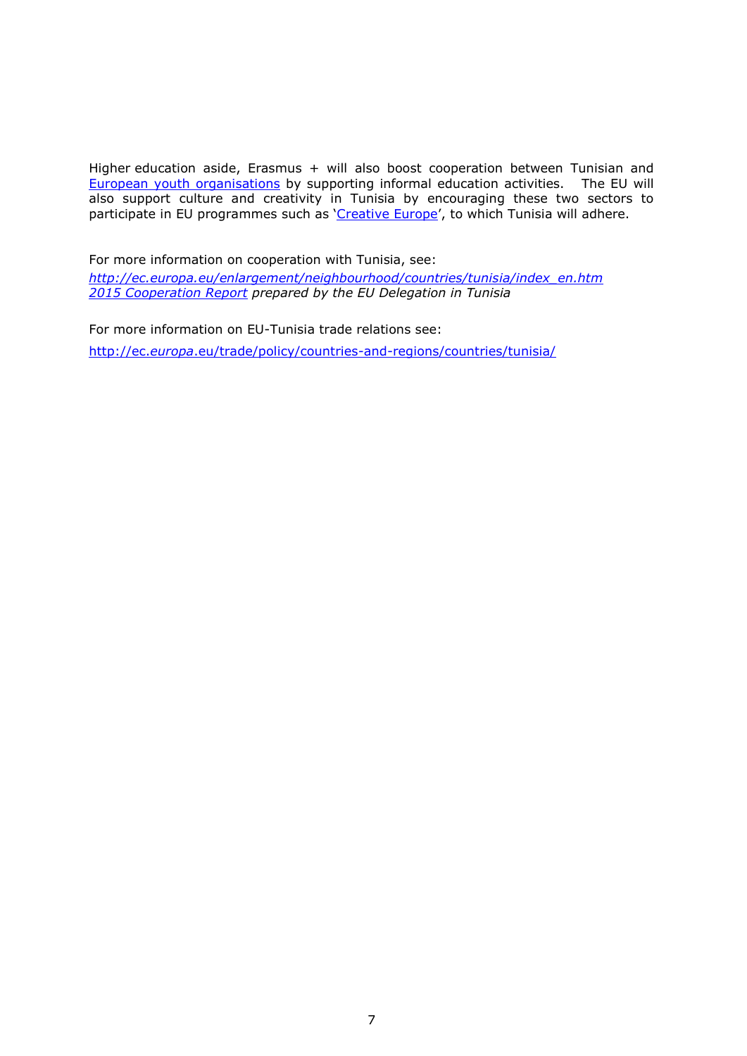Higher education aside, Erasmus + will also boost cooperation between Tunisian and European youth organisations by supporting informal education activities. The EU will also support culture and creativity in Tunisia by encouraging these two sectors to participate in EU programmes such as 'Creative Europe', to which Tunisia will adhere.

For more information on cooperation with Tunisia, see:
*http://ec.europa.eu/enlargement/neighbourhood/countries/tunisia/index_en.htm*
*2015 Cooperation Report prepared by the EU Delegation in Tunisia*

For more information on EU-Tunisia trade relations see:
http://ec.europa.eu/trade/policy/countries-and-regions/countries/tunisia/